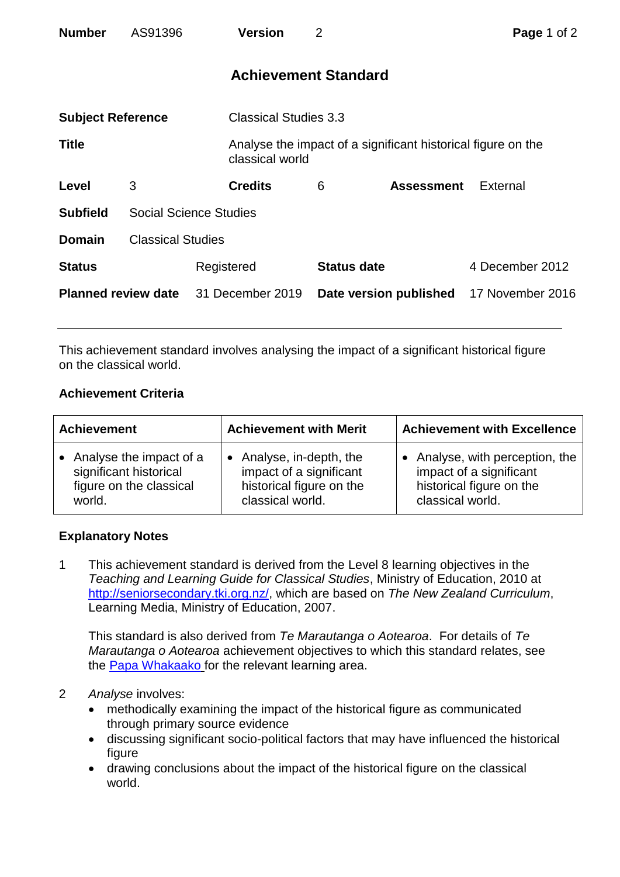| **Number** | AS91396 | **Version** | 2 |
|---|---|---|---|

# Achievement Standard

| | | | |
|---|---|---|---|
| **Subject Reference** | Classical Studies 3.3 | | |
| **Title** | Analyse the impact of a significant historical figure on the classical world | | |
| **Level** | 3 | **Credits** 6 | **Assessment** External |
| **Subfield** | Social Science Studies | | |
| **Domain** | Classical Studies | | |
| **Status** | Registered | **Status date** | 4 December 2012 |
| **Planned review date** | 31 December 2019 | **Date version published** | 17 November 2016 |

This achievement standard involves analysing the impact of a significant historical figure on the classical world.

### Achievement Criteria

| Achievement | Achievement with Merit | Achievement with Excellence |
|---|---|---|
| • Analyse the impact of a significant historical figure on the classical world. | • Analyse, in-depth, the impact of a significant historical figure on the classical world. | • Analyse, with perception, the impact of a significant historical figure on the classical world. |

### Explanatory Notes

1 This achievement standard is derived from the Level 8 learning objectives in the *Teaching and Learning Guide for Classical Studies*, Ministry of Education, 2010 at http://seniorsecondary.tki.org.nz/, which are based on *The New Zealand Curriculum*, Learning Media, Ministry of Education, 2007.

This standard is also derived from *Te Marautanga o Aotearoa*. For details of *Te Marautanga o Aotearoa* achievement objectives to which this standard relates, see the Papa Whakaako for the relevant learning area.

2 *Analyse* involves:
- methodically examining the impact of the historical figure as communicated through primary source evidence
- discussing significant socio-political factors that may have influenced the historical figure
- drawing conclusions about the impact of the historical figure on the classical world.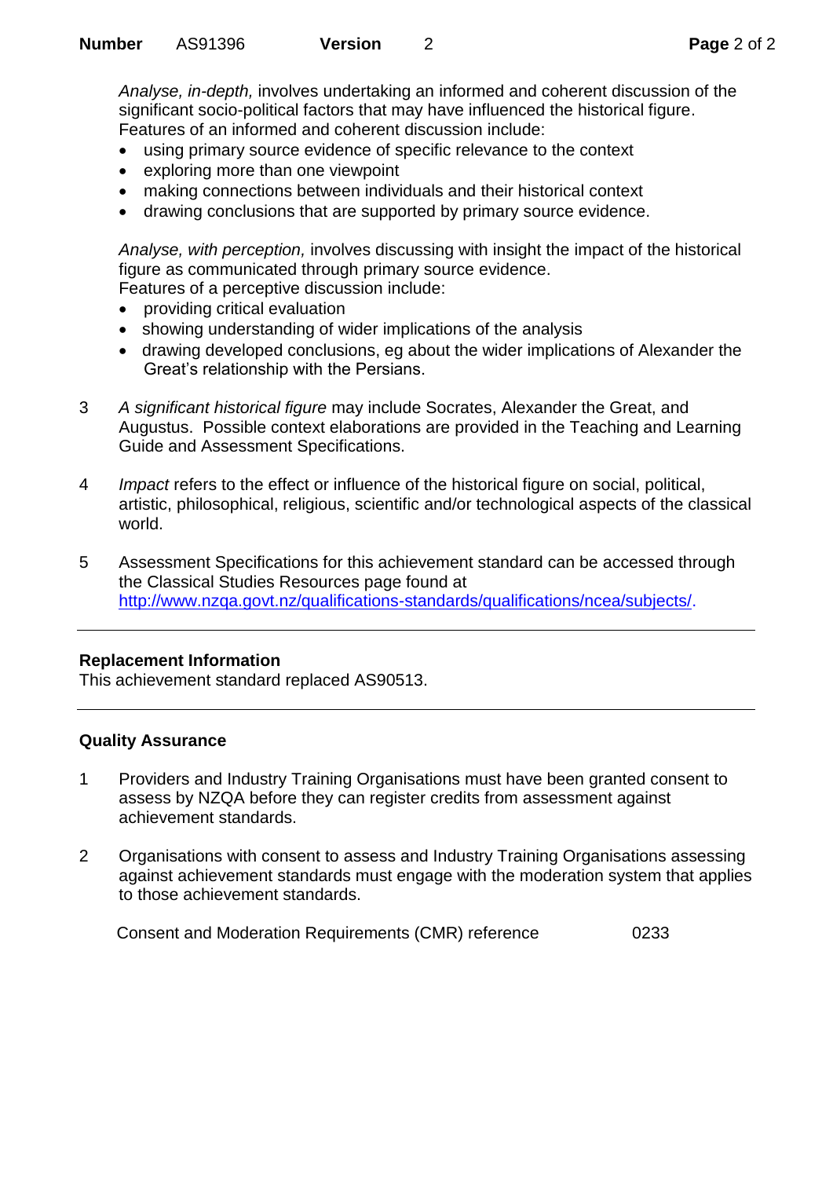*Analyse, in-depth,* involves undertaking an informed and coherent discussion of the significant socio-political factors that may have influenced the historical figure. Features of an informed and coherent discussion include:

- using primary source evidence of specific relevance to the context
- exploring more than one viewpoint
- making connections between individuals and their historical context
- drawing conclusions that are supported by primary source evidence.

*Analyse, with perception,* involves discussing with insight the impact of the historical figure as communicated through primary source evidence.
Features of a perceptive discussion include:

- providing critical evaluation
- showing understanding of wider implications of the analysis
- drawing developed conclusions, eg about the wider implications of Alexander the Great's relationship with the Persians.

3 *A significant historical figure* may include Socrates, Alexander the Great, and Augustus. Possible context elaborations are provided in the Teaching and Learning Guide and Assessment Specifications.

4 *Impact* refers to the effect or influence of the historical figure on social, political, artistic, philosophical, religious, scientific and/or technological aspects of the classical world.

5 Assessment Specifications for this achievement standard can be accessed through the Classical Studies Resources page found at http://www.nzqa.govt.nz/qualifications-standards/qualifications/ncea/subjects/.

---

**Replacement Information**

This achievement standard replaced AS90513.

---

**Quality Assurance**

1 Providers and Industry Training Organisations must have been granted consent to assess by NZQA before they can register credits from assessment against achievement standards.

2 Organisations with consent to assess and Industry Training Organisations assessing against achievement standards must engage with the moderation system that applies to those achievement standards.

Consent and Moderation Requirements (CMR) reference 0233